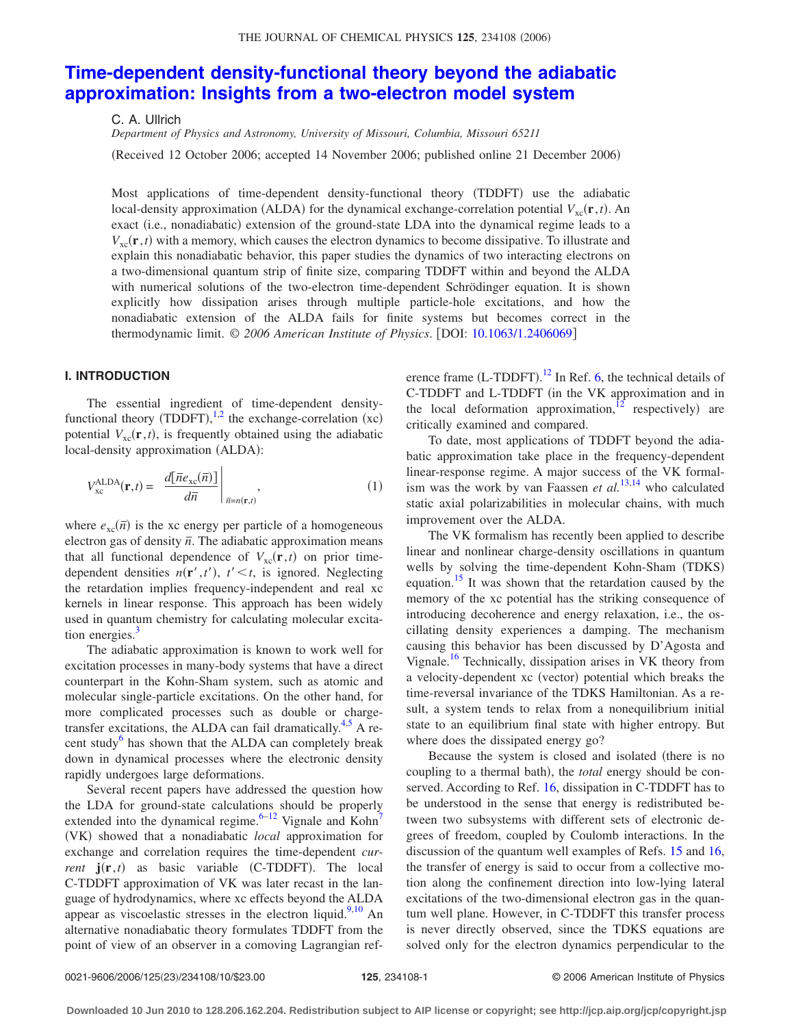# Time-dependent density-functional theory beyond the adiabatic approximation: Insights from a two-electron model system

C. A. Ullrich

*Department of Physics and Astronomy, University of Missouri, Columbia, Missouri 65211*

(Received 12 October 2006; accepted 14 November 2006; published online 21 December 2006)

Most applications of time-dependent density-functional theory (TDDFT) use the adiabatic local-density approximation (ALDA) for the dynamical exchange-correlation potential $V_{xc}(\mathbf{r},t)$. An exact (i.e., nonadiabatic) extension of the ground-state LDA into the dynamical regime leads to a $V_{xc}(\mathbf{r},t)$ with a memory, which causes the electron dynamics to become dissipative. To illustrate and explain this nonadiabatic behavior, this paper studies the dynamics of two interacting electrons on a two-dimensional quantum strip of finite size, comparing TDDFT within and beyond the ALDA with numerical solutions of the two-electron time-dependent Schrödinger equation. It is shown explicitly how dissipation arises through multiple particle-hole excitations, and how the nonadiabatic extension of the ALDA fails for finite systems but becomes correct in the thermodynamic limit. © *2006 American Institute of Physics*. [DOI: 10.1063/1.2406069]

## I. INTRODUCTION

The essential ingredient of time-dependent density-functional theory (TDDFT),[1,2] the exchange-correlation (xc) potential $V_{xc}(\mathbf{r},t)$, is frequently obtained using the adiabatic local-density approximation (ALDA):

$$V_{xc}^{\mathrm{ALDA}}(\mathbf{r},t) = \left. \frac{d[\bar{n}e_{xc}(\bar{n})]}{d\bar{n}} \right|_{\bar{n}=n(\mathbf{r},t)}, \tag{1}$$

where $e_{xc}(\bar{n})$ is the xc energy per particle of a homogeneous electron gas of density $\bar{n}$. The adiabatic approximation means that all functional dependence of $V_{xc}(\mathbf{r},t)$ on prior time-dependent densities $n(\mathbf{r}',t')$, $t'<t$, is ignored. Neglecting the retardation implies frequency-independent and real xc kernels in linear response. This approach has been widely used in quantum chemistry for calculating molecular excitation energies.[3]

The adiabatic approximation is known to work well for excitation processes in many-body systems that have a direct counterpart in the Kohn-Sham system, such as atomic and molecular single-particle excitations. On the other hand, for more complicated processes such as double or charge-transfer excitations, the ALDA can fail dramatically.[4,5] A recent study[6] has shown that the ALDA can completely break down in dynamical processes where the electronic density rapidly undergoes large deformations.

Several recent papers have addressed the question how the LDA for ground-state calculations should be properly extended into the dynamical regime.[6–12] Vignale and Kohn[7] (VK) showed that a nonadiabatic *local* approximation for exchange and correlation requires the time-dependent *current* $\mathbf{j}(\mathbf{r},t)$ as basic variable (C-TDDFT). The local C-TDDFT approximation of VK was later recast in the language of hydrodynamics, where xc effects beyond the ALDA appear as viscoelastic stresses in the electron liquid.[9,10] An alternative nonadiabatic theory formulates TDDFT from the point of view of an observer in a comoving Lagrangian reference frame (L-TDDFT).[12] In Ref. 6, the technical details of C-TDDFT and L-TDDFT (in the VK approximation and in the local deformation approximation,[12] respectively) are critically examined and compared.

To date, most applications of TDDFT beyond the adiabatic approximation take place in the frequency-dependent linear-response regime. A major success of the VK formalism was the work by van Faassen *et al.*[13,14] who calculated static axial polarizabilities in molecular chains, with much improvement over the ALDA.

The VK formalism has recently been applied to describe linear and nonlinear charge-density oscillations in quantum wells by solving the time-dependent Kohn-Sham (TDKS) equation.[15] It was shown that the retardation caused by the memory of the xc potential has the striking consequence of introducing decoherence and energy relaxation, i.e., the oscillating density experiences a damping. The mechanism causing this behavior has been discussed by D'Agosta and Vignale.[16] Technically, dissipation arises in VK theory from a velocity-dependent xc (vector) potential which breaks the time-reversal invariance of the TDKS Hamiltonian. As a result, a system tends to relax from a nonequilibrium initial state to an equilibrium final state with higher entropy. But where does the dissipated energy go?

Because the system is closed and isolated (there is no coupling to a thermal bath), the *total* energy should be conserved. According to Ref. 16, dissipation in C-TDDFT has to be understood in the sense that energy is redistributed between two subsystems with different sets of electronic degrees of freedom, coupled by Coulomb interactions. In the discussion of the quantum well examples of Refs. 15 and 16, the transfer of energy is said to occur from a collective motion along the confinement direction into low-lying lateral excitations of the two-dimensional electron gas in the quantum well plane. However, in C-TDDFT this transfer process is never directly observed, since the TDKS equations are solved only for the electron dynamics perpendicular to the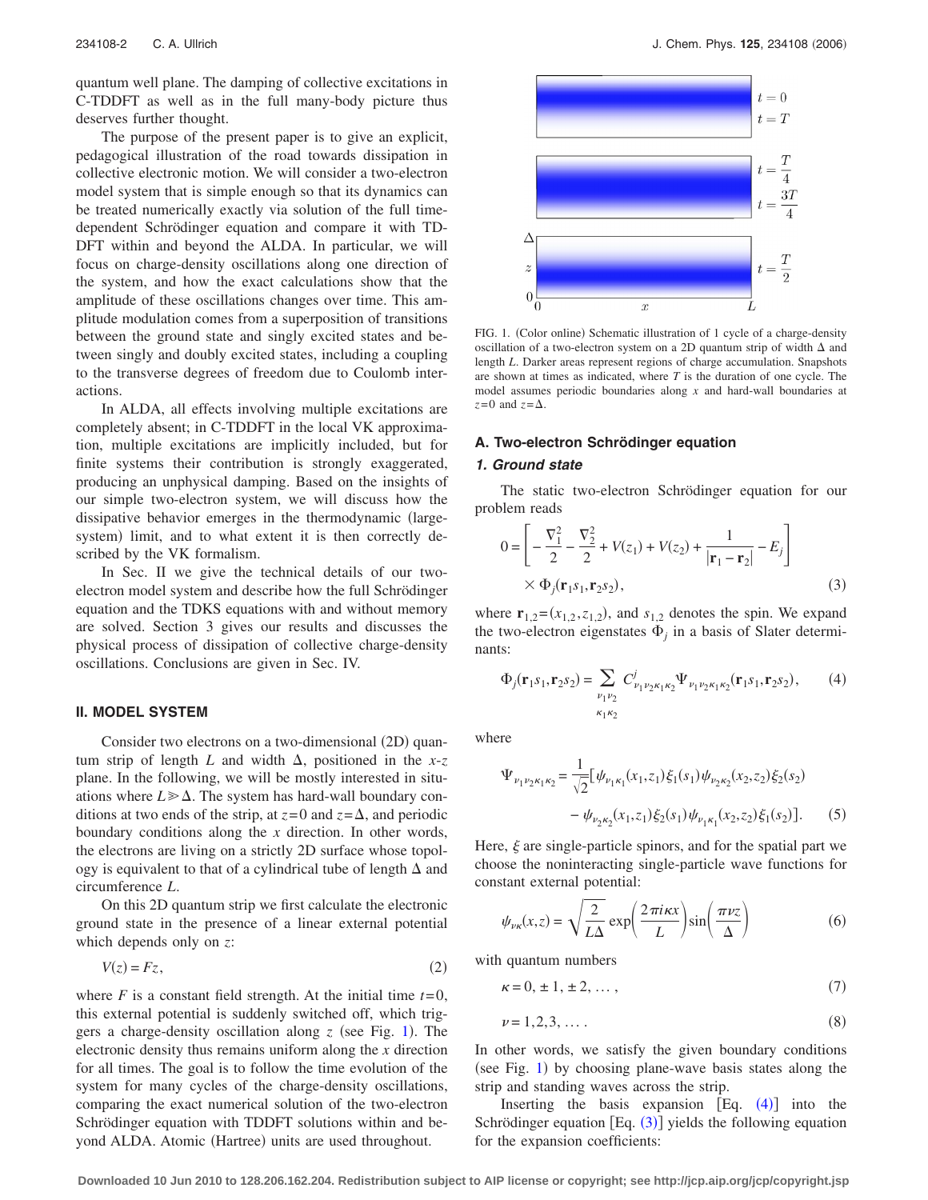quantum well plane. The damping of collective excitations in C-TDDFT as well as in the full many-body picture thus deserves further thought.

The purpose of the present paper is to give an explicit, pedagogical illustration of the road towards dissipation in collective electronic motion. We will consider a two-electron model system that is simple enough so that its dynamics can be treated numerically exactly via solution of the full time-dependent Schrödinger equation and compare it with TDDFT within and beyond the ALDA. In particular, we will focus on charge-density oscillations along one direction of the system, and how the exact calculations show that the amplitude of these oscillations changes over time. This amplitude modulation comes from a superposition of transitions between the ground state and singly excited states and between singly and doubly excited states, including a coupling to the transverse degrees of freedom due to Coulomb interactions.

In ALDA, all effects involving multiple excitations are completely absent; in C-TDDFT in the local VK approximation, multiple excitations are implicitly included, but for finite systems their contribution is strongly exaggerated, producing an unphysical damping. Based on the insights of our simple two-electron system, we will discuss how the dissipative behavior emerges in the thermodynamic (large-system) limit, and to what extent it is then correctly described by the VK formalism.

In Sec. II we give the technical details of our two-electron model system and describe how the full Schrödinger equation and the TDKS equations with and without memory are solved. Section 3 gives our results and discusses the physical process of dissipation of collective charge-density oscillations. Conclusions are given in Sec. IV.

## II. MODEL SYSTEM

Consider two electrons on a two-dimensional (2D) quantum strip of length $L$ and width $\Delta$, positioned in the $x$-$z$ plane. In the following, we will be mostly interested in situations where $L \gg \Delta$. The system has hard-wall boundary conditions at two ends of the strip, at $z=0$ and $z=\Delta$, and periodic boundary conditions along the $x$ direction. In other words, the electrons are living on a strictly 2D surface whose topology is equivalent to that of a cylindrical tube of length $\Delta$ and circumference $L$.

On this 2D quantum strip we first calculate the electronic ground state in the presence of a linear external potential which depends only on $z$:

$$V(z) = Fz, \tag{2}$$

where $F$ is a constant field strength. At the initial time $t=0$, this external potential is suddenly switched off, which triggers a charge-density oscillation along $z$ (see Fig. 1). The electronic density thus remains uniform along the $x$ direction for all times. The goal is to follow the time evolution of the system for many cycles of the charge-density oscillations, comparing the exact numerical solution of the two-electron Schrödinger equation with TDDFT solutions within and beyond ALDA. Atomic (Hartree) units are used throughout.

$t=0$
$t=T$
$t=\frac{T}{4}$
$t=\frac{3T}{4}$
$\Delta$
$z$
$t=\frac{T}{2}$
0
0
$x$
$L$

FIG. 1. (Color online) Schematic illustration of 1 cycle of a charge-density oscillation of a two-electron system on a 2D quantum strip of width $\Delta$ and length $L$. Darker areas represent regions of charge accumulation. Snapshots are shown at times as indicated, where $T$ is the duration of one cycle. The model assumes periodic boundaries along $x$ and hard-wall boundaries at $z=0$ and $z=\Delta$.

### A. Two-electron Schrödinger equation

#### *1. Ground state*

The static two-electron Schrödinger equation for our problem reads

$$0 = \left[ -\frac{\nabla_1^2}{2} - \frac{\nabla_2^2}{2} + V(z_1) + V(z_2) + \frac{1}{|\mathbf{r}_1 - \mathbf{r}_2|} - E_j \right] \times \Phi_j(\mathbf{r}_1 s_1, \mathbf{r}_2 s_2), \tag{3}$$

where $\mathbf{r}_{1,2}=(x_{1,2}, z_{1,2})$, and $s_{1,2}$ denotes the spin. We expand the two-electron eigenstates $\Phi_j$ in a basis of Slater determinants:

$$\Phi_j(\mathbf{r}_1 s_1, \mathbf{r}_2 s_2) = \sum_{\substack{\nu_1 \nu_2 \\ \kappa_1 \kappa_2}} C^j_{\nu_1 \nu_2 \kappa_1 \kappa_2} \Psi_{\nu_1 \nu_2 \kappa_1 \kappa_2}(\mathbf{r}_1 s_1, \mathbf{r}_2 s_2), \tag{4}$$

where

$$\Psi_{\nu_1 \nu_2 \kappa_1 \kappa_2} = \frac{1}{\sqrt{2}} [\psi_{\nu_1 \kappa_1}(x_1, z_1) \xi_1(s_1) \psi_{\nu_2 \kappa_2}(x_2, z_2) \xi_2(s_2) - \psi_{\nu_2 \kappa_2}(x_1, z_1) \xi_2(s_1) \psi_{\nu_1 \kappa_1}(x_2, z_2) \xi_1(s_2)]. \tag{5}$$

Here, $\xi$ are single-particle spinors, and for the spatial part we choose the noninteracting single-particle wave functions for constant external potential:

$$\psi_{\nu\kappa}(x,z) = \sqrt{\frac{2}{L\Delta}} \exp\left(\frac{2\pi i \kappa x}{L}\right) \sin\left(\frac{\pi \nu z}{\Delta}\right) \tag{6}$$

with quantum numbers

$$\kappa = 0, \pm 1, \pm 2, \ldots, \tag{7}$$

$$\nu = 1, 2, 3, \ldots. \tag{8}$$

In other words, we satisfy the given boundary conditions (see Fig. 1) by choosing plane-wave basis states along the strip and standing waves across the strip.

Inserting the basis expansion [Eq. (4)] into the Schrödinger equation [Eq. (3)] yields the following equation for the expansion coefficients: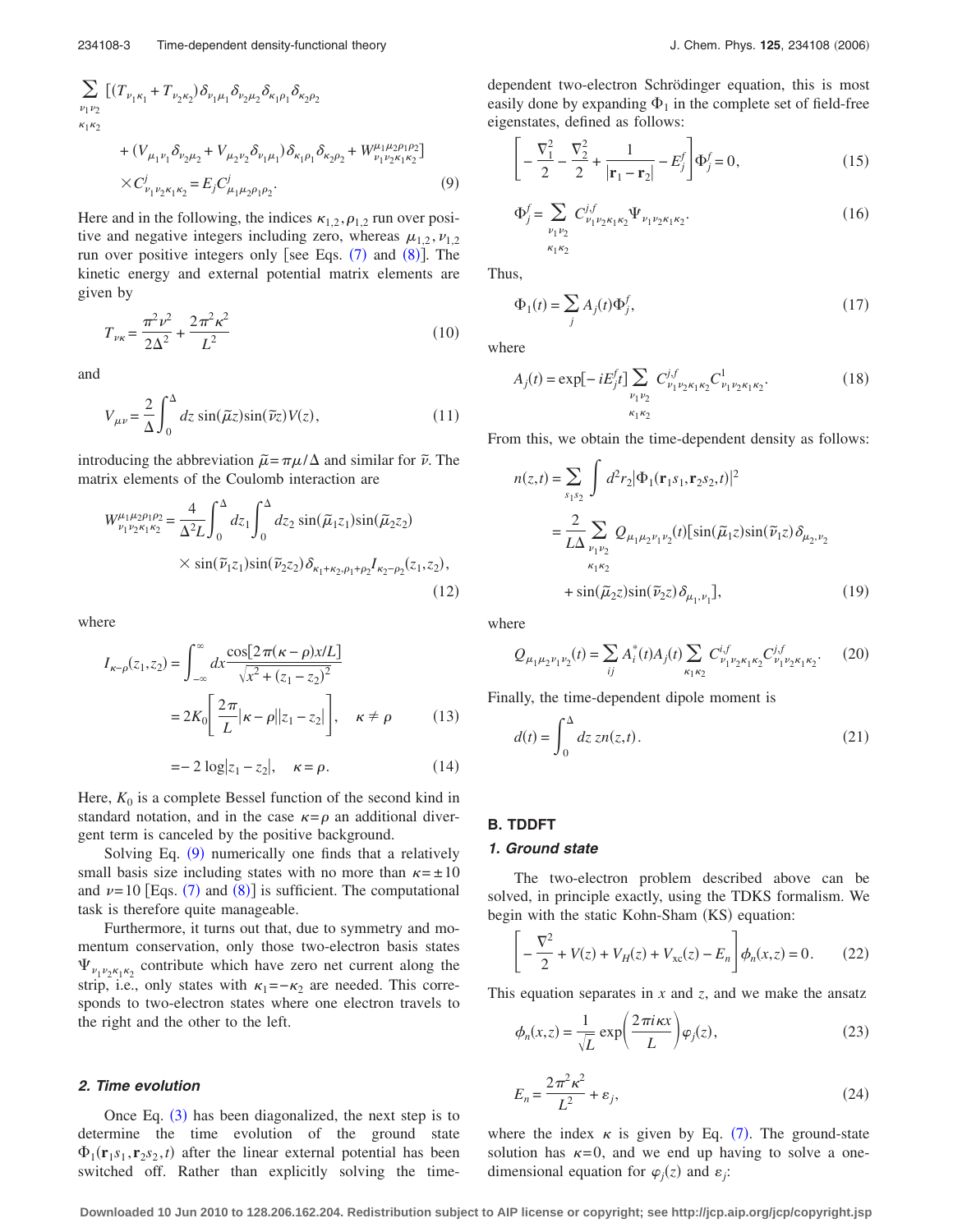$$\sum_{\substack{\nu_1\nu_2\\ \kappa_1\kappa_2}} [(T_{\nu_1\kappa_1}+T_{\nu_2\kappa_2})\delta_{\nu_1\mu_1}\delta_{\nu_2\mu_2}\delta_{\kappa_1\rho_1}\delta_{\kappa_2\rho_2} + (V_{\mu_1\nu_1}\delta_{\nu_2\mu_2}+V_{\mu_2\nu_2}\delta_{\nu_1\mu_1})\delta_{\kappa_1\rho_1}\delta_{\kappa_2\rho_2} + W^{\mu_1\mu_2\rho_1\rho_2}_{\nu_1\nu_2\kappa_1\kappa_2}] \times C^j_{\nu_1\nu_2\kappa_1\kappa_2} = E_j C^j_{\mu_1\mu_2\rho_1\rho_2}. \tag{9}$$

Here and in the following, the indices $\kappa_{1,2},\rho_{1,2}$ run over positive and negative integers including zero, whereas $\mu_{1,2},\nu_{1,2}$ run over positive integers only [see Eqs. (7) and (8)]. The kinetic energy and external potential matrix elements are given by

$$T_{\nu\kappa} = \frac{\pi^2\nu^2}{2\Delta^2} + \frac{2\pi^2\kappa^2}{L^2} \tag{10}$$

and

$$V_{\mu\nu} = \frac{2}{\Delta}\int_0^\Delta dz \sin(\tilde{\mu}z)\sin(\tilde{\nu}z)V(z), \tag{11}$$

introducing the abbreviation $\tilde{\mu}=\pi\mu/\Delta$ and similar for $\tilde{\nu}$. The matrix elements of the Coulomb interaction are

$$W^{\mu_1\mu_2\rho_1\rho_2}_{\nu_1\nu_2\kappa_1\kappa_2} = \frac{4}{\Delta^2 L}\int_0^\Delta dz_1 \int_0^\Delta dz_2 \sin(\tilde{\mu}_1 z_1)\sin(\tilde{\mu}_2 z_2) \times \sin(\tilde{\nu}_1 z_1)\sin(\tilde{\nu}_2 z_2)\delta_{\kappa_1+\kappa_2,\rho_1+\rho_2} I_{\kappa_2-\rho_2}(z_1,z_2), \tag{12}$$

where

$$I_{\kappa-\rho}(z_1,z_2) = \int_{-\infty}^{\infty} dx \frac{\cos[2\pi(\kappa-\rho)x/L]}{\sqrt{x^2+(z_1-z_2)^2}} = 2K_0\left[\frac{2\pi}{L}|\kappa-\rho||z_1-z_2|\right], \quad \kappa\neq\rho \tag{13}$$

$$= -2\log|z_1-z_2|, \quad \kappa=\rho. \tag{14}$$

Here, $K_0$ is a complete Bessel function of the second kind in standard notation, and in the case $\kappa=\rho$ an additional divergent term is canceled by the positive background.

Solving Eq. (9) numerically one finds that a relatively small basis size including states with no more than $\kappa=\pm 10$ and $\nu=10$ [Eqs. (7) and (8)] is sufficient. The computational task is therefore quite manageable.

Furthermore, it turns out that, due to symmetry and momentum conservation, only those two-electron basis states $\Psi_{\nu_1\nu_2\kappa_1\kappa_2}$ contribute which have zero net current along the strip, i.e., only states with $\kappa_1=-\kappa_2$ are needed. This corresponds to two-electron states where one electron travels to the right and the other to the left.

### 2. Time evolution

Once Eq. (3) has been diagonalized, the next step is to determine the time evolution of the ground state $\Phi_1(\mathbf{r}_1 s_1, \mathbf{r}_2 s_2, t)$ after the linear external potential has been switched off. Rather than explicitly solving the time-dependent two-electron Schrödinger equation, this is most easily done by expanding $\Phi_1$ in the complete set of field-free eigenstates, defined as follows:

$$\left[-\frac{\nabla_1^2}{2} - \frac{\nabla_2^2}{2} + \frac{1}{|\mathbf{r}_1-\mathbf{r}_2|} - E^f_j\right]\Phi^f_j = 0, \tag{15}$$

$$\Phi^f_j = \sum_{\substack{\nu_1\nu_2\\ \kappa_1\kappa_2}} C^{j,f}_{\nu_1\nu_2\kappa_1\kappa_2}\Psi_{\nu_1\nu_2\kappa_1\kappa_2}. \tag{16}$$

Thus,

$$\Phi_1(t) = \sum_j A_j(t)\Phi^f_j, \tag{17}$$

where

$$A_j(t) = \exp[-iE^f_j t]\sum_{\substack{\nu_1\nu_2\\ \kappa_1\kappa_2}} C^{j,f}_{\nu_1\nu_2\kappa_1\kappa_2} C^1_{\nu_1\nu_2\kappa_1\kappa_2}. \tag{18}$$

From this, we obtain the time-dependent density as follows:

$$n(z,t) = \sum_{s_1 s_2}\int d^2 r_2 |\Phi_1(\mathbf{r}_1 s_1, \mathbf{r}_2 s_2, t)|^2 = \frac{2}{L\Delta}\sum_{\substack{\nu_1\nu_2\\ \kappa_1\kappa_2}} Q_{\mu_1\mu_2\nu_1\nu_2}(t)[\sin(\tilde{\mu}_1 z)\sin(\tilde{\nu}_1 z)\delta_{\mu_2,\nu_2} + \sin(\tilde{\mu}_2 z)\sin(\tilde{\nu}_2 z)\delta_{\mu_1,\nu_1}], \tag{19}$$

where

$$Q_{\mu_1\mu_2\nu_1\nu_2}(t) = \sum_{ij} A^*_i(t)A_j(t)\sum_{\kappa_1\kappa_2} C^{i,f}_{\nu_1\nu_2\kappa_1\kappa_2} C^{j,f}_{\nu_1\nu_2\kappa_1\kappa_2}. \tag{20}$$

Finally, the time-dependent dipole moment is

$$d(t) = \int_0^\Delta dz\, z n(z,t). \tag{21}$$

## B. TDDFT

### 1. Ground state

The two-electron problem described above can be solved, in principle exactly, using the TDKS formalism. We begin with the static Kohn-Sham (KS) equation:

$$\left[-\frac{\nabla^2}{2} + V(z) + V_H(z) + V_{\rm xc}(z) - E_n\right]\phi_n(x,z) = 0. \tag{22}$$

This equation separates in $x$ and $z$, and we make the ansatz

$$\phi_n(x,z) = \frac{1}{\sqrt{L}}\exp\left(\frac{2\pi i\kappa x}{L}\right)\varphi_j(z), \tag{23}$$

$$E_n = \frac{2\pi^2\kappa^2}{L^2} + \varepsilon_j, \tag{24}$$

where the index $\kappa$ is given by Eq. (7). The ground-state solution has $\kappa=0$, and we end up having to solve a one-dimensional equation for $\varphi_j(z)$ and $\varepsilon_j$: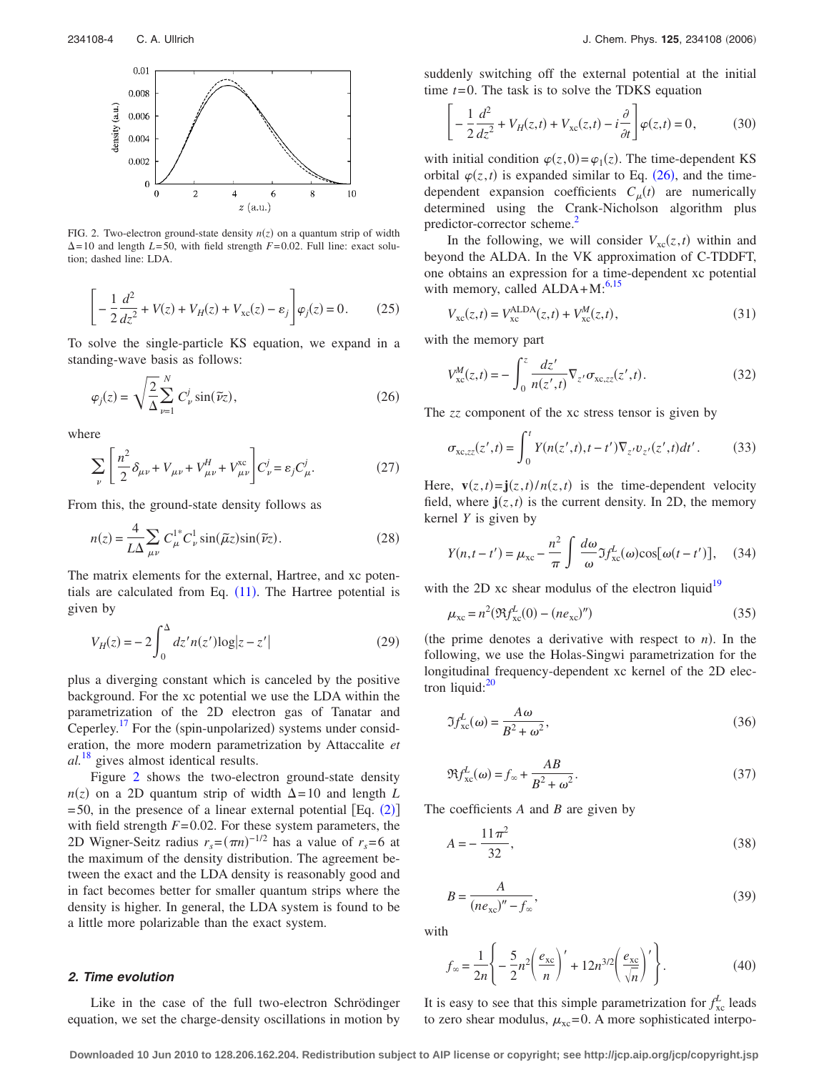0.01
0.008
0.006
0.004
0.002
0
density (a.u.)
0
2
4
6
8
10
$z$ (a.u.)

FIG. 2. Two-electron ground-state density $n(z)$ on a quantum strip of width $\Delta=10$ and length $L=50$, with field strength $F=0.02$. Full line: exact solution; dashed line: LDA.

$$\left[-\frac{1}{2}\frac{d^2}{dz^2}+V(z)+V_H(z)+V_{\rm xc}(z)-\varepsilon_j\right]\varphi_j(z)=0. \tag{25}$$

To solve the single-particle KS equation, we expand in a standing-wave basis as follows:

$$\varphi_j(z)=\sqrt{\frac{2}{\Delta}}\sum_{\nu=1}^{N}C_\nu^j\sin(\tilde{\nu}z), \tag{26}$$

where

$$\sum_\nu\left[\frac{n^2}{2}\delta_{\mu\nu}+V_{\mu\nu}+V_{\mu\nu}^H+V_{\mu\nu}^{\rm xc}\right]C_\nu^j=\varepsilon_jC_\mu^j. \tag{27}$$

From this, the ground-state density follows as

$$n(z)=\frac{4}{L\Delta}\sum_{\mu\nu}C_\mu^{1*}C_\nu^1\sin(\tilde{\mu}z)\sin(\tilde{\nu}z). \tag{28}$$

The matrix elements for the external, Hartree, and xc potentials are calculated from Eq. (11). The Hartree potential is given by

$$V_H(z)=-2\int_0^\Delta dz'n(z')\log|z-z'| \tag{29}$$

plus a diverging constant which is canceled by the positive background. For the xc potential we use the LDA within the parametrization of the 2D electron gas of Tanatar and Ceperley.[17] For the (spin-unpolarized) systems under consideration, the more modern parametrization by Attaccalite *et al.*[18] gives almost identical results.

Figure 2 shows the two-electron ground-state density $n(z)$ on a 2D quantum strip of width $\Delta=10$ and length $L=50$, in the presence of a linear external potential [Eq. (2)] with field strength $F=0.02$. For these system parameters, the 2D Wigner-Seitz radius $r_s=(\pi n)^{-1/2}$ has a value of $r_s=6$ at the maximum of the density distribution. The agreement between the exact and the LDA density is reasonably good and in fact becomes better for smaller quantum strips where the density is higher. In general, the LDA system is found to be a little more polarizable than the exact system.

### 2. Time evolution

Like in the case of the full two-electron Schrödinger equation, we set the charge-density oscillations in motion by suddenly switching off the external potential at the initial time $t=0$. The task is to solve the TDKS equation

$$\left[-\frac{1}{2}\frac{d^2}{dz^2}+V_H(z,t)+V_{\rm xc}(z,t)-i\frac{\partial}{\partial t}\right]\varphi(z,t)=0, \tag{30}$$

with initial condition $\varphi(z,0)=\varphi_1(z)$. The time-dependent KS orbital $\varphi(z,t)$ is expanded similar to Eq. (26), and the time-dependent expansion coefficients $C_\mu(t)$ are numerically determined using the Crank-Nicholson algorithm plus predictor-corrector scheme.[2]

In the following, we will consider $V_{\rm xc}(z,t)$ within and beyond the ALDA. In the VK approximation of C-TDDFT, one obtains an expression for a time-dependent xc potential with memory, called ALDA+M:[6,15]

$$V_{\rm xc}(z,t)=V_{\rm xc}^{\rm ALDA}(z,t)+V_{\rm xc}^M(z,t), \tag{31}$$

with the memory part

$$V_{\rm xc}^M(z,t)=-\int_0^z\frac{dz'}{n(z',t)}\nabla_{z'}\sigma_{{\rm xc},zz}(z',t). \tag{32}$$

The $zz$ component of the xc stress tensor is given by

$$\sigma_{{\rm xc},zz}(z',t)=\int_0^t Y(n(z',t),t-t')\nabla_{z'}v_{z'}(z',t')dt'. \tag{33}$$

Here, $\mathbf{v}(z,t)=\mathbf{j}(z,t)/n(z,t)$ is the time-dependent velocity field, where $\mathbf{j}(z,t)$ is the current density. In 2D, the memory kernel $Y$ is given by

$$Y(n,t-t')=\mu_{\rm xc}-\frac{n^2}{\pi}\int\frac{d\omega}{\omega}\Im f_{\rm xc}^L(\omega)\cos[\omega(t-t')], \tag{34}$$

with the 2D xc shear modulus of the electron liquid[19]

$$\mu_{\rm xc}=n^2(\Re f_{\rm xc}^L(0)-(ne_{\rm xc})'') \tag{35}$$

(the prime denotes a derivative with respect to $n$). In the following, we use the Holas-Singwi parametrization for the longitudinal frequency-dependent xc kernel of the 2D electron liquid:[20]

$$\Im f_{\rm xc}^L(\omega)=\frac{A\omega}{B^2+\omega^2}, \tag{36}$$

$$\Re f_{\rm xc}^L(\omega)=f_\infty+\frac{AB}{B^2+\omega^2}. \tag{37}$$

The coefficients $A$ and $B$ are given by

$$A=-\frac{11\pi^2}{32}, \tag{38}$$

$$B=\frac{A}{(ne_{\rm xc})''-f_\infty}, \tag{39}$$

with

$$f_\infty=\frac{1}{2n}\left\{-\frac{5}{2}n^2\left(\frac{e_{\rm xc}}{n}\right)'+12n^{3/2}\left(\frac{e_{\rm xc}}{\sqrt{n}}\right)'\right\}. \tag{40}$$

It is easy to see that this simple parametrization for $f_{\rm xc}^L$ leads to zero shear modulus, $\mu_{\rm xc}=0$. A more sophisticated interpo-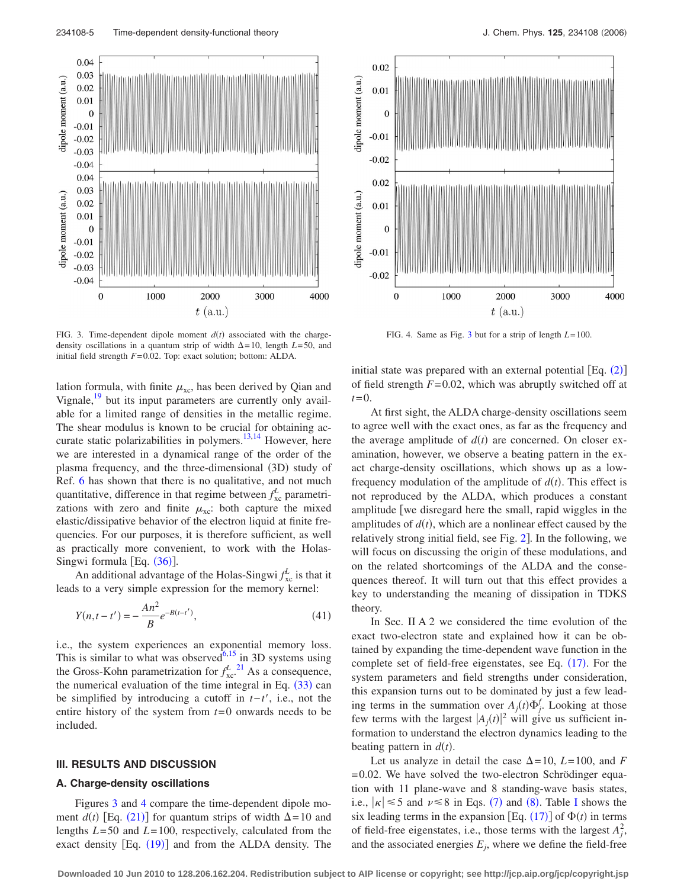0.04
0.03
0.02
0.01
0
-0.01
-0.02
-0.03
-0.04
dipole moment (a.u.)

0.04
0.03
0.02
0.01
0
-0.01
-0.02
-0.03
-0.04
dipole moment (a.u.)

0 1000 2000 3000 4000
$t$ (a.u.)

FIG. 3. Time-dependent dipole moment $d(t)$ associated with the charge-density oscillations in a quantum strip of width $\Delta=10$, length $L=50$, and initial field strength $F=0.02$. Top: exact solution; bottom: ALDA.

0.02
0.01
0
-0.01
-0.02
dipole moment (a.u.)

0.02
0.01
0
-0.01
-0.02
dipole moment (a.u.)

0 1000 2000 3000 4000
$t$ (a.u.)

FIG. 4. Same as Fig. 3 but for a strip of length $L=100$.

lation formula, with finite $\mu_{xc}$, has been derived by Qian and Vignale,[19] but its input parameters are currently only available for a limited range of densities in the metallic regime. The shear modulus is known to be crucial for obtaining accurate static polarizabilities in polymers.[13,14] However, here we are interested in a dynamical range of the order of the plasma frequency, and the three-dimensional (3D) study of Ref. 6 has shown that there is no qualitative, and not much quantitative, difference in that regime between $f_{xc}^{L}$ parametrizations with zero and finite $\mu_{xc}$: both capture the mixed elastic/dissipative behavior of the electron liquid at finite frequencies. For our purposes, it is therefore sufficient, as well as practically more convenient, to work with the Holas-Singwi formula [Eq. (36)].

An additional advantage of the Holas-Singwi $f_{xc}^{L}$ is that it leads to a very simple expression for the memory kernel:

$$Y(n,t-t') = -\frac{An^2}{B}e^{-B(t-t')}, \tag{41}$$

i.e., the system experiences an exponential memory loss. This is similar to what was observed[6,15] in 3D systems using the Gross-Kohn parametrization for $f_{xc}^{L}$.[21] As a consequence, the numerical evaluation of the time integral in Eq. (33) can be simplified by introducing a cutoff in $t-t'$, i.e., not the entire history of the system from $t=0$ onwards needs to be included.

## III. RESULTS AND DISCUSSION

### A. Charge-density oscillations

Figures 3 and 4 compare the time-dependent dipole moment $d(t)$ [Eq. (21)] for quantum strips of width $\Delta=10$ and lengths $L=50$ and $L=100$, respectively, calculated from the exact density [Eq. (19)] and from the ALDA density. The initial state was prepared with an external potential [Eq. (2)] of field strength $F=0.02$, which was abruptly switched off at $t=0$.

At first sight, the ALDA charge-density oscillations seem to agree well with the exact ones, as far as the frequency and the average amplitude of $d(t)$ are concerned. On closer examination, however, we observe a beating pattern in the exact charge-density oscillations, which shows up as a low-frequency modulation of the amplitude of $d(t)$. This effect is not reproduced by the ALDA, which produces a constant amplitude [we disregard here the small, rapid wiggles in the amplitudes of $d(t)$, which are a nonlinear effect caused by the relatively strong initial field, see Fig. 2]. In the following, we will focus on discussing the origin of these modulations, and on the related shortcomings of the ALDA and the consequences thereof. It will turn out that this effect provides a key to understanding the meaning of dissipation in TDKS theory.

In Sec. II A 2 we considered the time evolution of the exact two-electron state and explained how it can be obtained by expanding the time-dependent wave function in the complete set of field-free eigenstates, see Eq. (17). For the system parameters and field strengths under consideration, this expansion turns out to be dominated by just a few leading terms in the summation over $A_j(t)\Phi_j^f$. Looking at those few terms with the largest $|A_j(t)|^2$ will give us sufficient information to understand the electron dynamics leading to the beating pattern in $d(t)$.

Let us analyze in detail the case $\Delta=10$, $L=100$, and $F=0.02$. We have solved the two-electron Schrödinger equation with 11 plane-wave and 8 standing-wave basis states, i.e., $|\kappa|\leq 5$ and $\nu\leq 8$ in Eqs. (7) and (8). Table I shows the six leading terms in the expansion [Eq. (17)] of $\Phi(t)$ in terms of field-free eigenstates, i.e., those terms with the largest $A_j^2$, and the associated energies $E_j$, where we define the field-free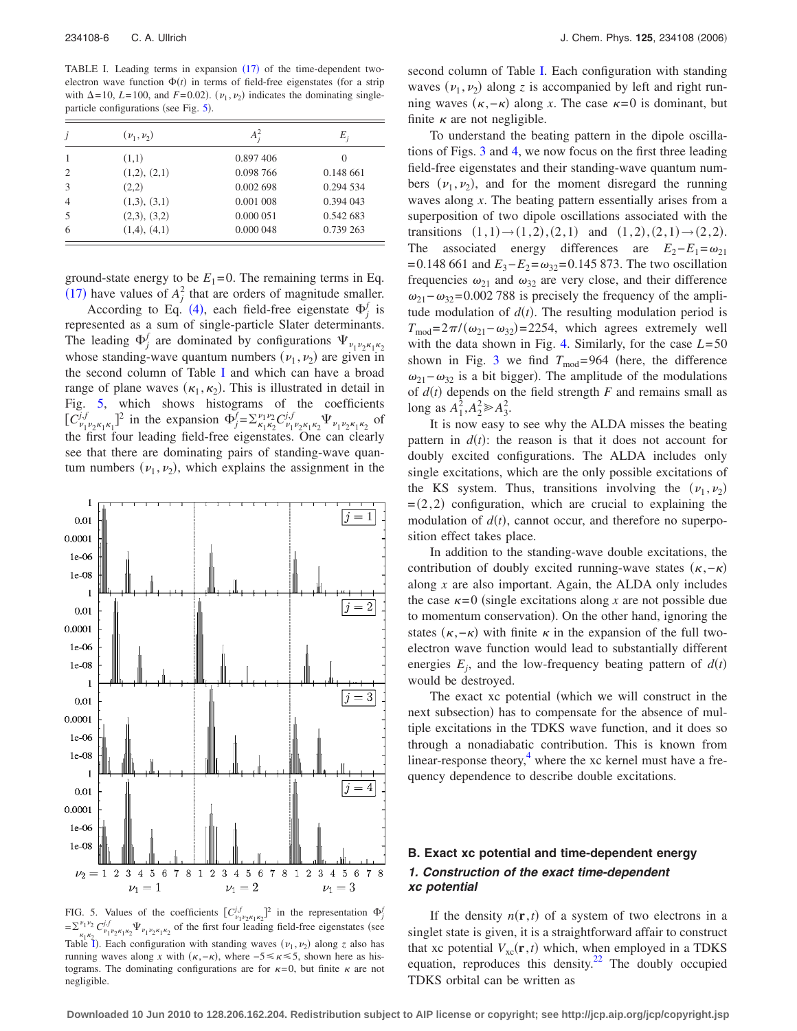TABLE I. Leading terms in expansion (17) of the time-dependent two-electron wave function $\Phi(t)$ in terms of field-free eigenstates (for a strip with $\Delta=10$, $L=100$, and $F=0.02$). $(\nu_1,\nu_2)$ indicates the dominating single-particle configurations (see Fig. 5).

| $j$ | $(\nu_1,\nu_2)$ | $A_j^2$ | $E_j$ |
|---|---|---|---|
| 1 | (1,1) | 0.897 406 | 0 |
| 2 | (1,2), (2,1) | 0.098 766 | 0.148 661 |
| 3 | (2,2) | 0.002 698 | 0.294 534 |
| 4 | (1,3), (3,1) | 0.001 008 | 0.394 043 |
| 5 | (2,3), (3,2) | 0.000 051 | 0.542 683 |
| 6 | (1,4), (4,1) | 0.000 048 | 0.739 263 |

ground-state energy to be $E_1=0$. The remaining terms in Eq. (17) have values of $A_j^2$ that are orders of magnitude smaller.

According to Eq. (4), each field-free eigenstate $\Phi_j^f$ is represented as a sum of single-particle Slater determinants. The leading $\Phi_j^f$ are dominated by configurations $\Psi_{\nu_1\nu_2\kappa_1\kappa_2}$ whose standing-wave quantum numbers $(\nu_1,\nu_2)$ are given in the second column of Table I and which can have a broad range of plane waves $(\kappa_1,\kappa_2)$. This is illustrated in detail in Fig. 5, which shows histograms of the coefficients $[C^{j,f}_{\nu_1\nu_2\kappa_1\kappa_1}]^2$ in the expansion $\Phi_j^f=\sum^{\nu_1\nu_2}_{\kappa_1\kappa_2}C^{j,f}_{\nu_1\nu_2\kappa_1\kappa_2}\Psi_{\nu_1\nu_2\kappa_1\kappa_2}$ of the first four leading field-free eigenstates. One can clearly see that there are dominating pairs of standing-wave quantum numbers $(\nu_1,\nu_2)$, which explains the assignment in the

1
0.01
0.0001
1e-06
1e-08
$j=1$
$j=2$
$j=3$
$j=4$
$\nu_2 =$ 1 2 3 4 5 6 7 8 1 2 3 4 5 6 7 8 1 2 3 4 5 6 7 8
$\nu_1=1$ $\nu_1=2$ $\nu_1=3$

FIG. 5. Values of the coefficients $[C^{j,f}_{\nu_1\nu_2\kappa_1\kappa_2}]^2$ in the representation $\Phi_j^f=\sum^{\nu_1\nu_2}_{\kappa_1\kappa_2}C^{j,f}_{\nu_1\nu_2\kappa_1\kappa_2}\Psi_{\nu_1\nu_2\kappa_1\kappa_2}$ of the first four leading field-free eigenstates (see Table I). Each configuration with standing waves $(\nu_1,\nu_2)$ along $z$ also has running waves along $x$ with $(\kappa,-\kappa)$, where $-5\leq\kappa\leq 5$, shown here as histograms. The dominating configurations are for $\kappa=0$, but finite $\kappa$ are not negligible.

second column of Table I. Each configuration with standing waves $(\nu_1,\nu_2)$ along $z$ is accompanied by left and right running waves $(\kappa,-\kappa)$ along $x$. The case $\kappa=0$ is dominant, but finite $\kappa$ are not negligible.

To understand the beating pattern in the dipole oscillations of Figs. 3 and 4, we now focus on the first three leading field-free eigenstates and their standing-wave quantum numbers $(\nu_1,\nu_2)$, and for the moment disregard the running waves along $x$. The beating pattern essentially arises from a superposition of two dipole oscillations associated with the transitions $(1,1)\to(1,2),(2,1)$ and $(1,2),(2,1)\to(2,2)$. The associated energy differences are $E_2-E_1=\omega_{21}=0.148\,661$ and $E_3-E_2=\omega_{32}=0.145\,873$. The two oscillation frequencies $\omega_{21}$ and $\omega_{32}$ are very close, and their difference $\omega_{21}-\omega_{32}=0.002\,788$ is precisely the frequency of the amplitude modulation of $d(t)$. The resulting modulation period is $T_{\text{mod}}=2\pi/(\omega_{21}-\omega_{32})=2254$, which agrees extremely well with the data shown in Fig. 4. Similarly, for the case $L=50$ shown in Fig. 3 we find $T_{\text{mod}}=964$ (here, the difference $\omega_{21}-\omega_{32}$ is a bit bigger). The amplitude of the modulations of $d(t)$ depends on the field strength $F$ and remains small as long as $A_1^2, A_2^2 \gg A_3^2$.

It is now easy to see why the ALDA misses the beating pattern in $d(t)$: the reason is that it does not account for doubly excited configurations. The ALDA includes only single excitations, which are the only possible excitations of the KS system. Thus, transitions involving the $(\nu_1,\nu_2)=(2,2)$ configuration, which are crucial to explaining the modulation of $d(t)$, cannot occur, and therefore no superposition effect takes place.

In addition to the standing-wave double excitations, the contribution of doubly excited running-wave states $(\kappa,-\kappa)$ along $x$ are also important. Again, the ALDA only includes the case $\kappa=0$ (single excitations along $x$ are not possible due to momentum conservation). On the other hand, ignoring the states $(\kappa,-\kappa)$ with finite $\kappa$ in the expansion of the full two-electron wave function would lead to substantially different energies $E_j$, and the low-frequency beating pattern of $d(t)$ would be destroyed.

The exact xc potential (which we will construct in the next subsection) has to compensate for the absence of multiple excitations in the TDKS wave function, and it does so through a nonadiabatic contribution. This is known from linear-response theory,[4] where the xc kernel must have a frequency dependence to describe double excitations.

## B. Exact xc potential and time-dependent energy

### 1. Construction of the exact time-dependent xc potential

If the density $n(\mathbf{r},t)$ of a system of two electrons in a singlet state is given, it is a straightforward affair to construct that xc potential $V_{\text{xc}}(\mathbf{r},t)$ which, when employed in a TDKS equation, reproduces this density.[22] The doubly occupied TDKS orbital can be written as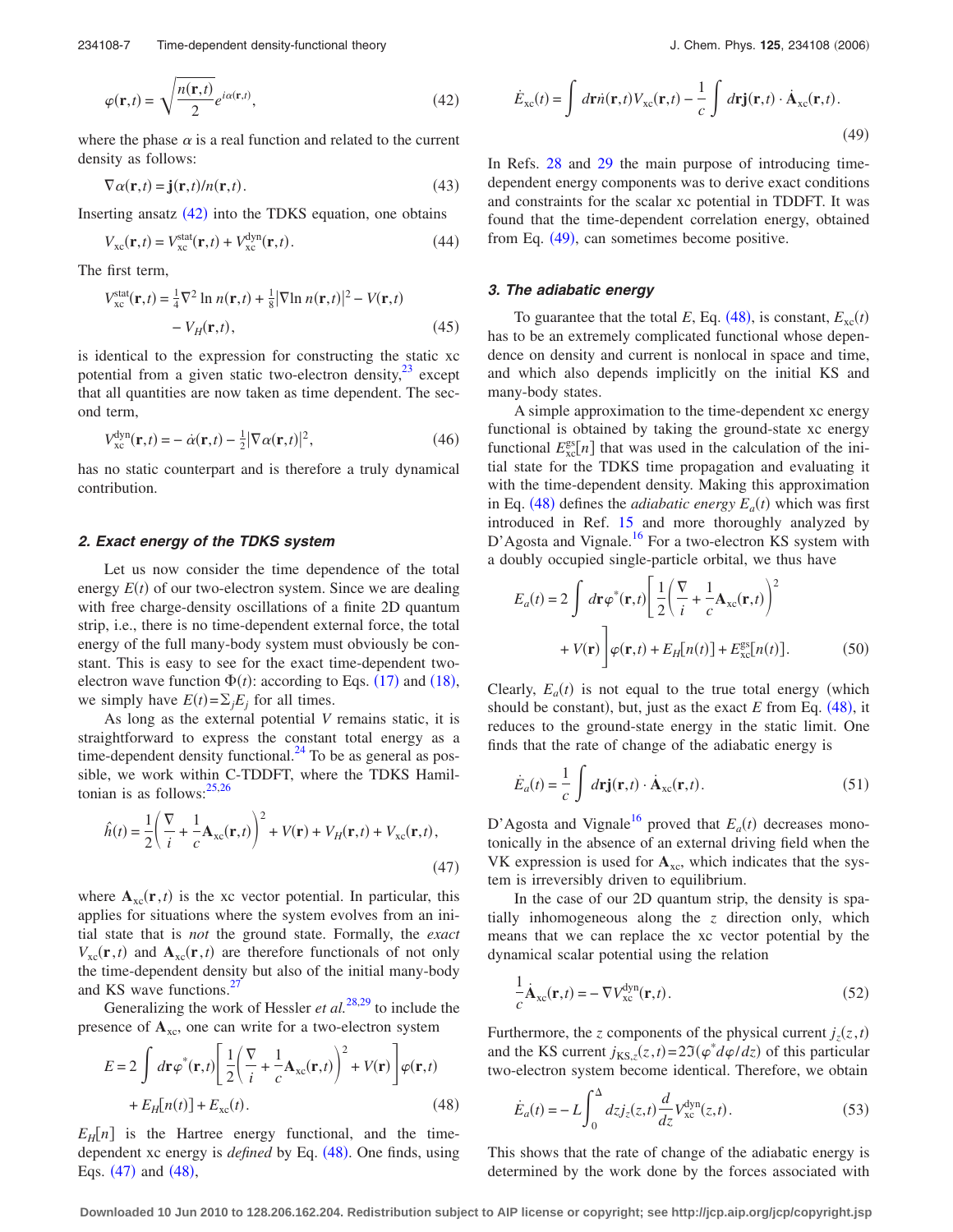$$\varphi(\mathbf{r},t) = \sqrt{\frac{n(\mathbf{r},t)}{2}} e^{i\alpha(\mathbf{r},t)}, \tag{42}$$

where the phase $\alpha$ is a real function and related to the current density as follows:

$$\nabla\alpha(\mathbf{r},t) = \mathbf{j}(\mathbf{r},t)/n(\mathbf{r},t). \tag{43}$$

Inserting ansatz (42) into the TDKS equation, one obtains

$$V_{\text{xc}}(\mathbf{r},t) = V_{\text{xc}}^{\text{stat}}(\mathbf{r},t) + V_{\text{xc}}^{\text{dyn}}(\mathbf{r},t). \tag{44}$$

The first term,

$$V_{\text{xc}}^{\text{stat}}(\mathbf{r},t) = \tfrac{1}{4}\nabla^2 \ln n(\mathbf{r},t) + \tfrac{1}{8}|\nabla \ln n(\mathbf{r},t)|^2 - V(\mathbf{r},t) - V_H(\mathbf{r},t), \tag{45}$$

is identical to the expression for constructing the static xc potential from a given static two-electron density,[23] except that all quantities are now taken as time dependent. The second term,

$$V_{\text{xc}}^{\text{dyn}}(\mathbf{r},t) = -\dot{\alpha}(\mathbf{r},t) - \tfrac{1}{2}|\nabla\alpha(\mathbf{r},t)|^2, \tag{46}$$

has no static counterpart and is therefore a truly dynamical contribution.

### 2. Exact energy of the TDKS system

Let us now consider the time dependence of the total energy $E(t)$ of our two-electron system. Since we are dealing with free charge-density oscillations of a finite 2D quantum strip, i.e., there is no time-dependent external force, the total energy of the full many-body system must obviously be constant. This is easy to see for the exact time-dependent two-electron wave function $\Phi(t)$: according to Eqs. (17) and (18), we simply have $E(t)=\Sigma_j E_j$ for all times.

As long as the external potential $V$ remains static, it is straightforward to express the constant total energy as a time-dependent density functional.[24] To be as general as possible, we work within C-TDDFT, where the TDKS Hamiltonian is as follows:[25,26]

$$\hat{h}(t) = \frac{1}{2}\left(\frac{\nabla}{i} + \frac{1}{c}\mathbf{A}_{\text{xc}}(\mathbf{r},t)\right)^2 + V(\mathbf{r}) + V_H(\mathbf{r},t) + V_{\text{xc}}(\mathbf{r},t), \tag{47}$$

where $\mathbf{A}_{\text{xc}}(\mathbf{r},t)$ is the xc vector potential. In particular, this applies for situations where the system evolves from an initial state that is *not* the ground state. Formally, the *exact* $V_{\text{xc}}(\mathbf{r},t)$ and $\mathbf{A}_{\text{xc}}(\mathbf{r},t)$ are therefore functionals of not only the time-dependent density but also of the initial many-body and KS wave functions.[27]

Generalizing the work of Hessler *et al.*[28,29] to include the presence of $\mathbf{A}_{\text{xc}}$, one can write for a two-electron system

$$E = 2\int d\mathbf{r}\varphi^*(\mathbf{r},t)\left[\frac{1}{2}\left(\frac{\nabla}{i} + \frac{1}{c}\mathbf{A}_{\text{xc}}(\mathbf{r},t)\right)^2 + V(\mathbf{r})\right]\varphi(\mathbf{r},t) + E_H[n(t)] + E_{\text{xc}}(t). \tag{48}$$

$E_H[n]$ is the Hartree energy functional, and the time-dependent xc energy is *defined* by Eq. (48). One finds, using Eqs. (47) and (48),

$$\dot{E}_{\text{xc}}(t) = \int d\mathbf{r}\dot{n}(\mathbf{r},t)V_{\text{xc}}(\mathbf{r},t) - \frac{1}{c}\int d\mathbf{r}\mathbf{j}(\mathbf{r},t)\cdot\dot{\mathbf{A}}_{\text{xc}}(\mathbf{r},t). \tag{49}$$

In Refs. 28 and 29 the main purpose of introducing time-dependent energy components was to derive exact conditions and constraints for the scalar xc potential in TDDFT. It was found that the time-dependent correlation energy, obtained from Eq. (49), can sometimes become positive.

### 3. The adiabatic energy

To guarantee that the total $E$, Eq. (48), is constant, $E_{\text{xc}}(t)$ has to be an extremely complicated functional whose dependence on density and current is nonlocal in space and time, and which also depends implicitly on the initial KS and many-body states.

A simple approximation to the time-dependent xc energy functional is obtained by taking the ground-state xc energy functional $E_{\text{xc}}^{\text{gs}}[n]$ that was used in the calculation of the initial state for the TDKS time propagation and evaluating it with the time-dependent density. Making this approximation in Eq. (48) defines the *adiabatic energy* $E_a(t)$ which was first introduced in Ref. 15 and more thoroughly analyzed by D'Agosta and Vignale.[16] For a two-electron KS system with a doubly occupied single-particle orbital, we thus have

$$E_a(t) = 2\int d\mathbf{r}\varphi^*(\mathbf{r},t)\left[\frac{1}{2}\left(\frac{\nabla}{i} + \frac{1}{c}\mathbf{A}_{\text{xc}}(\mathbf{r},t)\right)^2 + V(\mathbf{r})\right]\varphi(\mathbf{r},t) + E_H[n(t)] + E_{\text{xc}}^{\text{gs}}[n(t)]. \tag{50}$$

Clearly, $E_a(t)$ is not equal to the true total energy (which should be constant), but, just as the exact $E$ from Eq. (48), it reduces to the ground-state energy in the static limit. One finds that the rate of change of the adiabatic energy is

$$\dot{E}_a(t) = \frac{1}{c}\int d\mathbf{r}\mathbf{j}(\mathbf{r},t)\cdot\dot{\mathbf{A}}_{\text{xc}}(\mathbf{r},t). \tag{51}$$

D'Agosta and Vignale[16] proved that $E_a(t)$ decreases monotonically in the absence of an external driving field when the VK expression is used for $\mathbf{A}_{\text{xc}}$, which indicates that the system is irreversibly driven to equilibrium.

In the case of our 2D quantum strip, the density is spatially inhomogeneous along the $z$ direction only, which means that we can replace the xc vector potential by the dynamical scalar potential using the relation

$$\frac{1}{c}\dot{\mathbf{A}}_{\text{xc}}(\mathbf{r},t) = -\nabla V_{\text{xc}}^{\text{dyn}}(\mathbf{r},t). \tag{52}$$

Furthermore, the $z$ components of the physical current $j_z(z,t)$ and the KS current $j_{\text{KS},z}(z,t) = 2\Im(\varphi^* d\varphi/dz)$ of this particular two-electron system become identical. Therefore, we obtain

$$\dot{E}_a(t) = -L\int_0^{\Delta} dz j_z(z,t)\frac{d}{dz}V_{\text{xc}}^{\text{dyn}}(z,t). \tag{53}$$

This shows that the rate of change of the adiabatic energy is determined by the work done by the forces associated with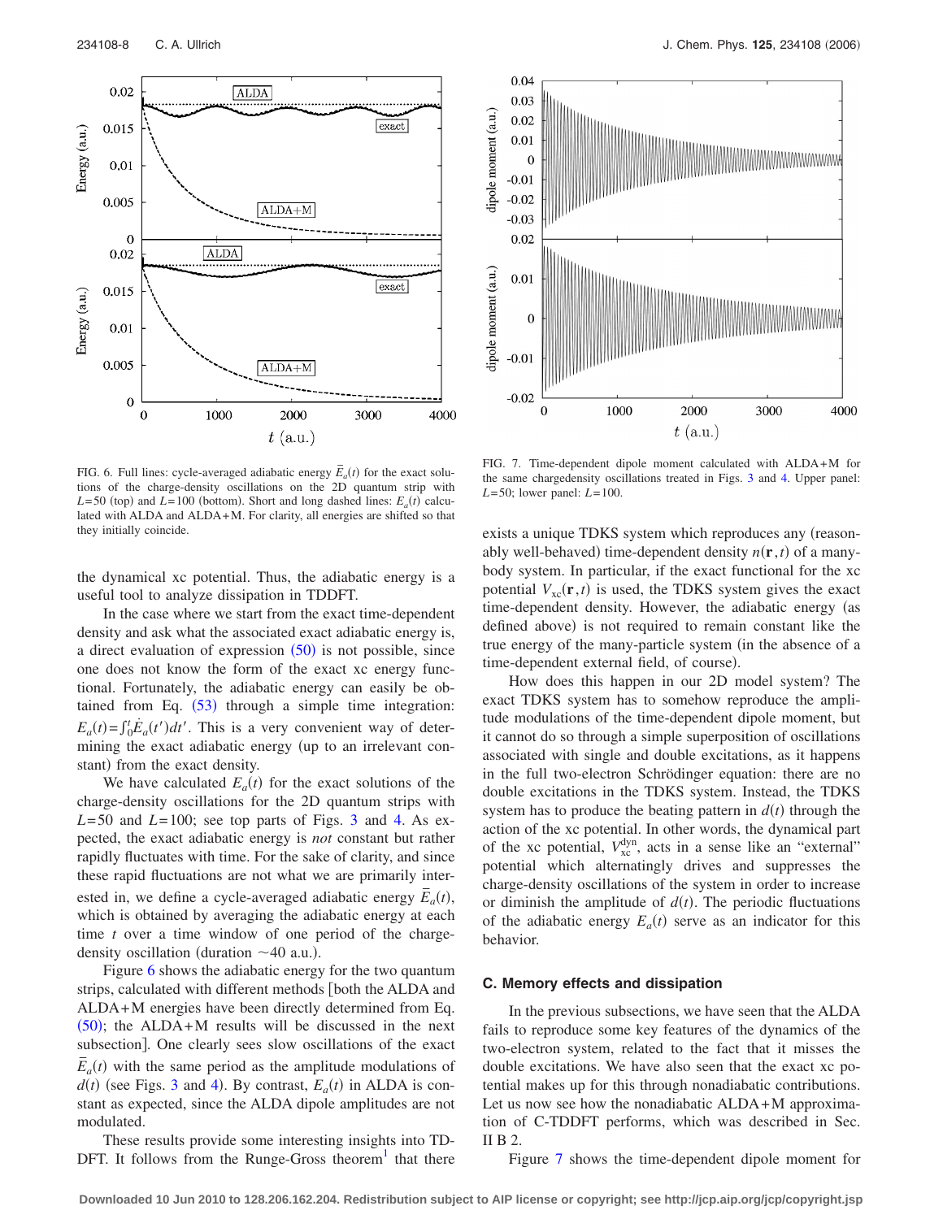0.02
ALDA
0.015
exact
Energy (a.u.)
0.01
0.005
ALDA+M
0
0.02
ALDA
0.015
exact
Energy (a.u.)
0.01
0.005
ALDA+M
0
0
1000
2000
3000
4000
$t$ (a.u.)

FIG. 6. Full lines: cycle-averaged adiabatic energy $\bar{E}_a(t)$ for the exact solutions of the charge-density oscillations on the 2D quantum strip with $L=50$ (top) and $L=100$ (bottom). Short and long dashed lines: $E_a(t)$ calculated with ALDA and ALDA+M. For clarity, all energies are shifted so that they initially coincide.

0.04
0.03
0.02
0.01
0
-0.01
-0.02
-0.03
dipole moment (a.u.)
0.02
0.01
0
-0.01
-0.02
dipole moment (a.u.)
0
1000
2000
3000
4000
$t$ (a.u.)

FIG. 7. Time-dependent dipole moment calculated with ALDA+M for the same chargedensity oscillations treated in Figs. 3 and 4. Upper panel: $L=50$; lower panel: $L=100$.

the dynamical xc potential. Thus, the adiabatic energy is a useful tool to analyze dissipation in TDDFT.

In the case where we start from the exact time-dependent density and ask what the associated exact adiabatic energy is, a direct evaluation of expression (50) is not possible, since one does not know the form of the exact xc energy functional. Fortunately, the adiabatic energy can easily be obtained from Eq. (53) through a simple time integration: $E_a(t)=\int_0^t \dot{E}_a(t')dt'$. This is a very convenient way of determining the exact adiabatic energy (up to an irrelevant constant) from the exact density.

We have calculated $E_a(t)$ for the exact solutions of the charge-density oscillations for the 2D quantum strips with $L=50$ and $L=100$; see top parts of Figs. 3 and 4. As expected, the exact adiabatic energy is *not* constant but rather rapidly fluctuates with time. For the sake of clarity, and since these rapid fluctuations are not what we are primarily interested in, we define a cycle-averaged adiabatic energy $\bar{E}_a(t)$, which is obtained by averaging the adiabatic energy at each time $t$ over a time window of one period of the charge-density oscillation (duration ~40 a.u.).

Figure 6 shows the adiabatic energy for the two quantum strips, calculated with different methods [both the ALDA and ALDA+M energies have been directly determined from Eq. (50); the ALDA+M results will be discussed in the next subsection]. One clearly sees slow oscillations of the exact $\bar{E}_a(t)$ with the same period as the amplitude modulations of $d(t)$ (see Figs. 3 and 4). By contrast, $E_a(t)$ in ALDA is constant as expected, since the ALDA dipole amplitudes are not modulated.

These results provide some interesting insights into TDDFT. It follows from the Runge-Gross theorem[1] that there exists a unique TDKS system which reproduces any (reasonably well-behaved) time-dependent density $n(\mathbf{r},t)$ of a many-body system. In particular, if the exact functional for the xc potential $V_{xc}(\mathbf{r},t)$ is used, the TDKS system gives the exact time-dependent density. However, the adiabatic energy (as defined above) is not required to remain constant like the true energy of the many-particle system (in the absence of a time-dependent external field, of course).

How does this happen in our 2D model system? The exact TDKS system has to somehow reproduce the amplitude modulations of the time-dependent dipole moment, but it cannot do so through a simple superposition of oscillations associated with single and double excitations, as it happens in the full two-electron Schrödinger equation: there are no double excitations in the TDKS system. Instead, the TDKS system has to produce the beating pattern in $d(t)$ through the action of the xc potential. In other words, the dynamical part of the xc potential, $V_{xc}^{dyn}$, acts in a sense like an "external" potential which alternatingly drives and suppresses the charge-density oscillations of the system in order to increase or diminish the amplitude of $d(t)$. The periodic fluctuations of the adiabatic energy $E_a(t)$ serve as an indicator for this behavior.

### C. Memory effects and dissipation

In the previous subsections, we have seen that the ALDA fails to reproduce some key features of the dynamics of the two-electron system, related to the fact that it misses the double excitations. We have also seen that the exact xc potential makes up for this through nonadiabatic contributions. Let us now see how the nonadiabatic ALDA+M approximation of C-TDDFT performs, which was described in Sec. II B 2.

Figure 7 shows the time-dependent dipole moment for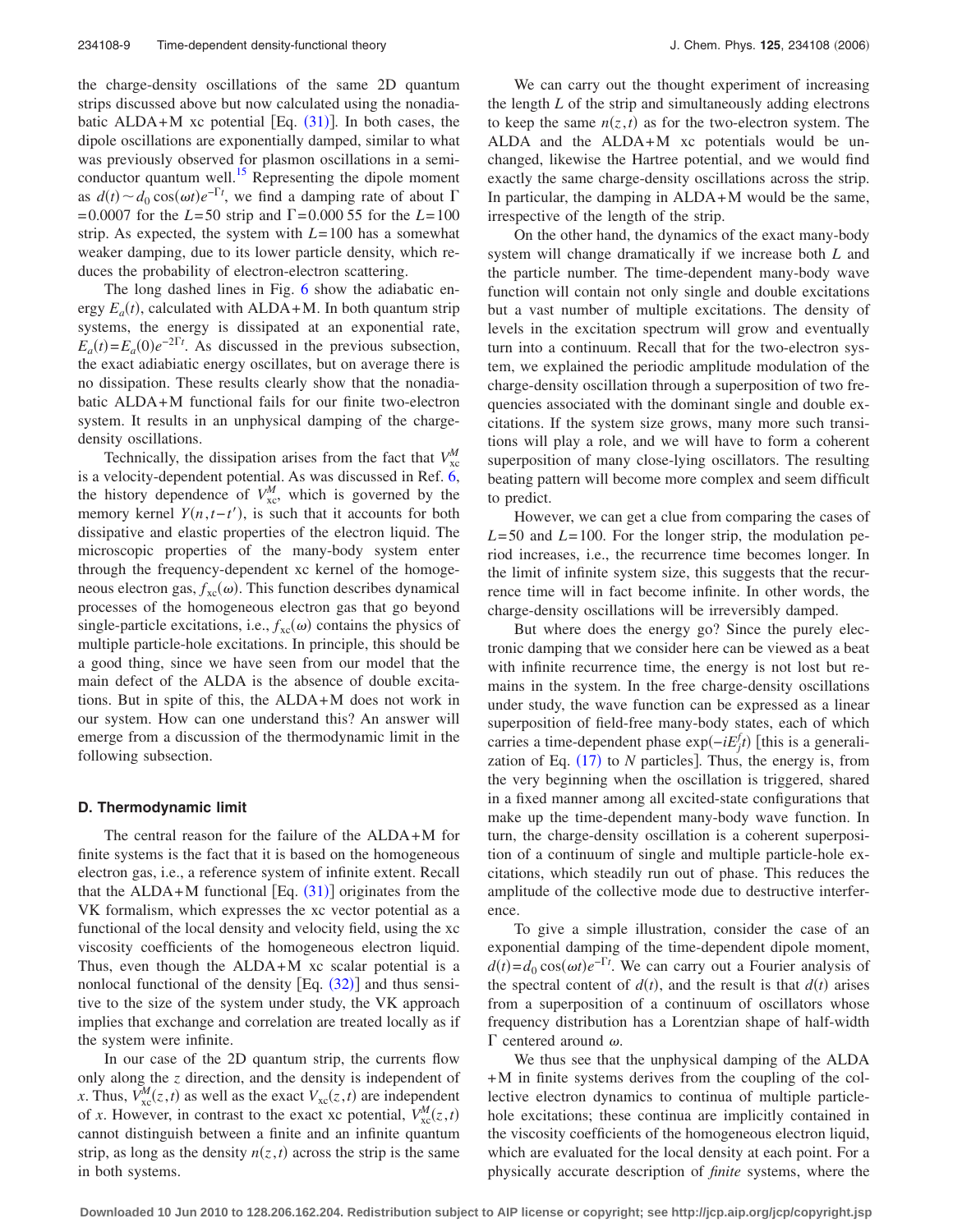the charge-density oscillations of the same 2D quantum strips discussed above but now calculated using the nonadiabatic ALDA+M xc potential [Eq. (31)]. In both cases, the dipole oscillations are exponentially damped, similar to what was previously observed for plasmon oscillations in a semiconductor quantum well.[15] Representing the dipole moment as $d(t) \sim d_0 \cos(\omega t) e^{-\Gamma t}$, we find a damping rate of about $\Gamma = 0.0007$ for the $L=50$ strip and $\Gamma = 0.000\,55$ for the $L=100$ strip. As expected, the system with $L=100$ has a somewhat weaker damping, due to its lower particle density, which reduces the probability of electron-electron scattering.

The long dashed lines in Fig. 6 show the adiabatic energy $E_a(t)$, calculated with ALDA+M. In both quantum strip systems, the energy is dissipated at an exponential rate, $E_a(t) = E_a(0) e^{-2\Gamma t}$. As discussed in the previous subsection, the exact adiabatic energy oscillates, but on average there is no dissipation. These results clearly show that the nonadiabatic ALDA+M functional fails for our finite two-electron system. It results in an unphysical damping of the charge-density oscillations.

Technically, the dissipation arises from the fact that $V_{xc}^M$ is a velocity-dependent potential. As was discussed in Ref. 6, the history dependence of $V_{xc}^M$, which is governed by the memory kernel $Y(n, t-t')$, is such that it accounts for both dissipative and elastic properties of the electron liquid. The microscopic properties of the many-body system enter through the frequency-dependent xc kernel of the homogeneous electron gas, $f_{xc}(\omega)$. This function describes dynamical processes of the homogeneous electron gas that go beyond single-particle excitations, i.e., $f_{xc}(\omega)$ contains the physics of multiple particle-hole excitations. In principle, this should be a good thing, since we have seen from our model that the main defect of the ALDA is the absence of double excitations. But in spite of this, the ALDA+M does not work in our system. How can one understand this? An answer will emerge from a discussion of the thermodynamic limit in the following subsection.

### D. Thermodynamic limit

The central reason for the failure of the ALDA+M for finite systems is the fact that it is based on the homogeneous electron gas, i.e., a reference system of infinite extent. Recall that the ALDA+M functional [Eq. (31)] originates from the VK formalism, which expresses the xc vector potential as a functional of the local density and velocity field, using the xc viscosity coefficients of the homogeneous electron liquid. Thus, even though the ALDA+M xc scalar potential is a nonlocal functional of the density [Eq. (32)] and thus sensitive to the size of the system under study, the VK approach implies that exchange and correlation are treated locally as if the system were infinite.

In our case of the 2D quantum strip, the currents flow only along the $z$ direction, and the density is independent of $x$. Thus, $V_{xc}^M(z,t)$ as well as the exact $V_{xc}(z,t)$ are independent of $x$. However, in contrast to the exact xc potential, $V_{xc}^M(z,t)$ cannot distinguish between a finite and an infinite quantum strip, as long as the density $n(z,t)$ across the strip is the same in both systems.

We can carry out the thought experiment of increasing the length $L$ of the strip and simultaneously adding electrons to keep the same $n(z,t)$ as for the two-electron system. The ALDA and the ALDA+M xc potentials would be unchanged, likewise the Hartree potential, and we would find exactly the same charge-density oscillations across the strip. In particular, the damping in ALDA+M would be the same, irrespective of the length of the strip.

On the other hand, the dynamics of the exact many-body system will change dramatically if we increase both $L$ and the particle number. The time-dependent many-body wave function will contain not only single and double excitations but a vast number of multiple excitations. The density of levels in the excitation spectrum will grow and eventually turn into a continuum. Recall that for the two-electron system, we explained the periodic amplitude modulation of the charge-density oscillation through a superposition of two frequencies associated with the dominant single and double excitations. If the system size grows, many more such transitions will play a role, and we will have to form a coherent superposition of many close-lying oscillators. The resulting beating pattern will become more complex and seem difficult to predict.

However, we can get a clue from comparing the cases of $L=50$ and $L=100$. For the longer strip, the modulation period increases, i.e., the recurrence time becomes longer. In the limit of infinite system size, this suggests that the recurrence time will in fact become infinite. In other words, the charge-density oscillations will be irreversibly damped.

But where does the energy go? Since the purely electronic damping that we consider here can be viewed as a beat with infinite recurrence time, the energy is not lost but remains in the system. In the free charge-density oscillations under study, the wave function can be expressed as a linear superposition of field-free many-body states, each of which carries a time-dependent phase $\exp(-iE_j^f t)$ [this is a generalization of Eq. (17) to $N$ particles]. Thus, the energy is, from the very beginning when the oscillation is triggered, shared in a fixed manner among all excited-state configurations that make up the time-dependent many-body wave function. In turn, the charge-density oscillation is a coherent superposition of a continuum of single and multiple particle-hole excitations, which steadily run out of phase. This reduces the amplitude of the collective mode due to destructive interference.

To give a simple illustration, consider the case of an exponential damping of the time-dependent dipole moment, $d(t) = d_0 \cos(\omega t) e^{-\Gamma t}$. We can carry out a Fourier analysis of the spectral content of $d(t)$, and the result is that $d(t)$ arises from a superposition of a continuum of oscillators whose frequency distribution has a Lorentzian shape of half-width $\Gamma$ centered around $\omega$.

We thus see that the unphysical damping of the ALDA+M in finite systems derives from the coupling of the collective electron dynamics to continua of multiple particle-hole excitations; these continua are implicitly contained in the viscosity coefficients of the homogeneous electron liquid, which are evaluated for the local density at each point. For a physically accurate description of *finite* systems, where the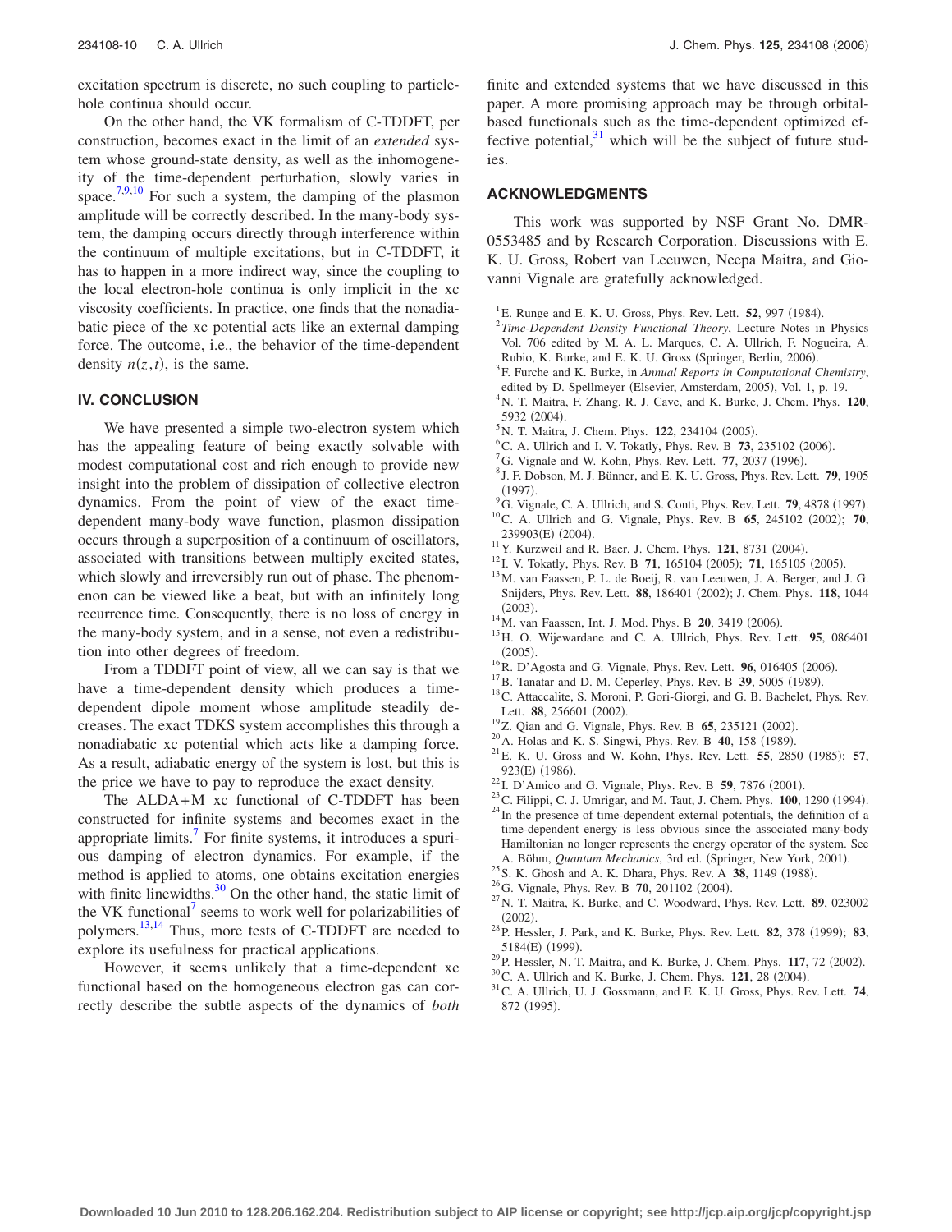excitation spectrum is discrete, no such coupling to particle-hole continua should occur.

On the other hand, the VK formalism of C-TDDFT, per construction, becomes exact in the limit of an *extended* system whose ground-state density, as well as the inhomogeneity of the time-dependent perturbation, slowly varies in space.[7,9,10] For such a system, the damping of the plasmon amplitude will be correctly described. In the many-body system, the damping occurs directly through interference within the continuum of multiple excitations, but in C-TDDFT, it has to happen in a more indirect way, since the coupling to the local electron-hole continua is only implicit in the xc viscosity coefficients. In practice, one finds that the nonadiabatic piece of the xc potential acts like an external damping force. The outcome, i.e., the behavior of the time-dependent density $n(z,t)$, is the same.

## IV. CONCLUSION

We have presented a simple two-electron system which has the appealing feature of being exactly solvable with modest computational cost and rich enough to provide new insight into the problem of dissipation of collective electron dynamics. From the point of view of the exact time-dependent many-body wave function, plasmon dissipation occurs through a superposition of a continuum of oscillators, associated with transitions between multiply excited states, which slowly and irreversibly run out of phase. The phenomenon can be viewed like a beat, but with an infinitely long recurrence time. Consequently, there is no loss of energy in the many-body system, and in a sense, not even a redistribution into other degrees of freedom.

From a TDDFT point of view, all we can say is that we have a time-dependent density which produces a time-dependent dipole moment whose amplitude steadily decreases. The exact TDKS system accomplishes this through a nonadiabatic xc potential which acts like a damping force. As a result, adiabatic energy of the system is lost, but this is the price we have to pay to reproduce the exact density.

The ALDA+M xc functional of C-TDDFT has been constructed for infinite systems and becomes exact in the appropriate limits.[7] For finite systems, it introduces a spurious damping of electron dynamics. For example, if the method is applied to atoms, one obtains excitation energies with finite linewidths.[30] On the other hand, the static limit of the VK functional[7] seems to work well for polarizabilities of polymers.[13,14] Thus, more tests of C-TDDFT are needed to explore its usefulness for practical applications.

However, it seems unlikely that a time-dependent xc functional based on the homogeneous electron gas can correctly describe the subtle aspects of the dynamics of *both* finite and extended systems that we have discussed in this paper. A more promising approach may be through orbital-based functionals such as the time-dependent optimized effective potential,[31] which will be the subject of future studies.

## ACKNOWLEDGMENTS

This work was supported by NSF Grant No. DMR-0553485 and by Research Corporation. Discussions with E. K. U. Gross, Robert van Leeuwen, Neepa Maitra, and Giovanni Vignale are gratefully acknowledged.

[1] E. Runge and E. K. U. Gross, Phys. Rev. Lett. **52**, 997 (1984).
[2] *Time-Dependent Density Functional Theory*, Lecture Notes in Physics Vol. 706 edited by M. A. L. Marques, C. A. Ullrich, F. Nogueira, A. Rubio, K. Burke, and E. K. U. Gross (Springer, Berlin, 2006).
[3] F. Furche and K. Burke, in *Annual Reports in Computational Chemistry*, edited by D. Spellmeyer (Elsevier, Amsterdam, 2005), Vol. 1, p. 19.
[4] N. T. Maitra, F. Zhang, R. J. Cave, and K. Burke, J. Chem. Phys. **120**, 5932 (2004).
[5] N. T. Maitra, J. Chem. Phys. **122**, 234104 (2005).
[6] C. A. Ullrich and I. V. Tokatly, Phys. Rev. B **73**, 235102 (2006).
[7] G. Vignale and W. Kohn, Phys. Rev. Lett. **77**, 2037 (1996).
[8] J. F. Dobson, M. J. Bünner, and E. K. U. Gross, Phys. Rev. Lett. **79**, 1905 (1997).
[9] G. Vignale, C. A. Ullrich, and S. Conti, Phys. Rev. Lett. **79**, 4878 (1997).
[10] C. A. Ullrich and G. Vignale, Phys. Rev. B **65**, 245102 (2002); **70**, 239903(E) (2004).
[11] Y. Kurzweil and R. Baer, J. Chem. Phys. **121**, 8731 (2004).
[12] I. V. Tokatly, Phys. Rev. B **71**, 165104 (2005); **71**, 165105 (2005).
[13] M. van Faassen, P. L. de Boeij, R. van Leeuwen, J. A. Berger, and J. G. Snijders, Phys. Rev. Lett. **88**, 186401 (2002); J. Chem. Phys. **118**, 1044 (2003).
[14] M. van Faassen, Int. J. Mod. Phys. B **20**, 3419 (2006).
[15] H. O. Wijewardane and C. A. Ullrich, Phys. Rev. Lett. **95**, 086401 (2005).
[16] R. D'Agosta and G. Vignale, Phys. Rev. Lett. **96**, 016405 (2006).
[17] B. Tanatar and D. M. Ceperley, Phys. Rev. B **39**, 5005 (1989).
[18] C. Attaccalite, S. Moroni, P. Gori-Giorgi, and G. B. Bachelet, Phys. Rev. Lett. **88**, 256601 (2002).
[19] Z. Qian and G. Vignale, Phys. Rev. B **65**, 235121 (2002).
[20] A. Holas and K. S. Singwi, Phys. Rev. B **40**, 158 (1989).
[21] E. K. U. Gross and W. Kohn, Phys. Rev. Lett. **55**, 2850 (1985); **57**, 923(E) (1986).
[22] I. D'Amico and G. Vignale, Phys. Rev. B **59**, 7876 (2001).
[23] C. Filippi, C. J. Umrigar, and M. Taut, J. Chem. Phys. **100**, 1290 (1994).
[24] In the presence of time-dependent external potentials, the definition of a time-dependent energy is less obvious since the associated many-body Hamiltonian no longer represents the energy operator of the system. See A. Böhm, *Quantum Mechanics*, 3rd ed. (Springer, New York, 2001).
[25] S. K. Ghosh and A. K. Dhara, Phys. Rev. A **38**, 1149 (1988).
[26] G. Vignale, Phys. Rev. B **70**, 201102 (2004).
[27] N. T. Maitra, K. Burke, and C. Woodward, Phys. Rev. Lett. **89**, 023002 (2002).
[28] P. Hessler, J. Park, and K. Burke, Phys. Rev. Lett. **82**, 378 (1999); **83**, 5184(E) (1999).
[29] P. Hessler, N. T. Maitra, and K. Burke, J. Chem. Phys. **117**, 72 (2002).
[30] C. A. Ullrich and K. Burke, J. Chem. Phys. **121**, 28 (2004).
[31] C. A. Ullrich, U. J. Gossmann, and E. K. U. Gross, Phys. Rev. Lett. **74**, 872 (1995).